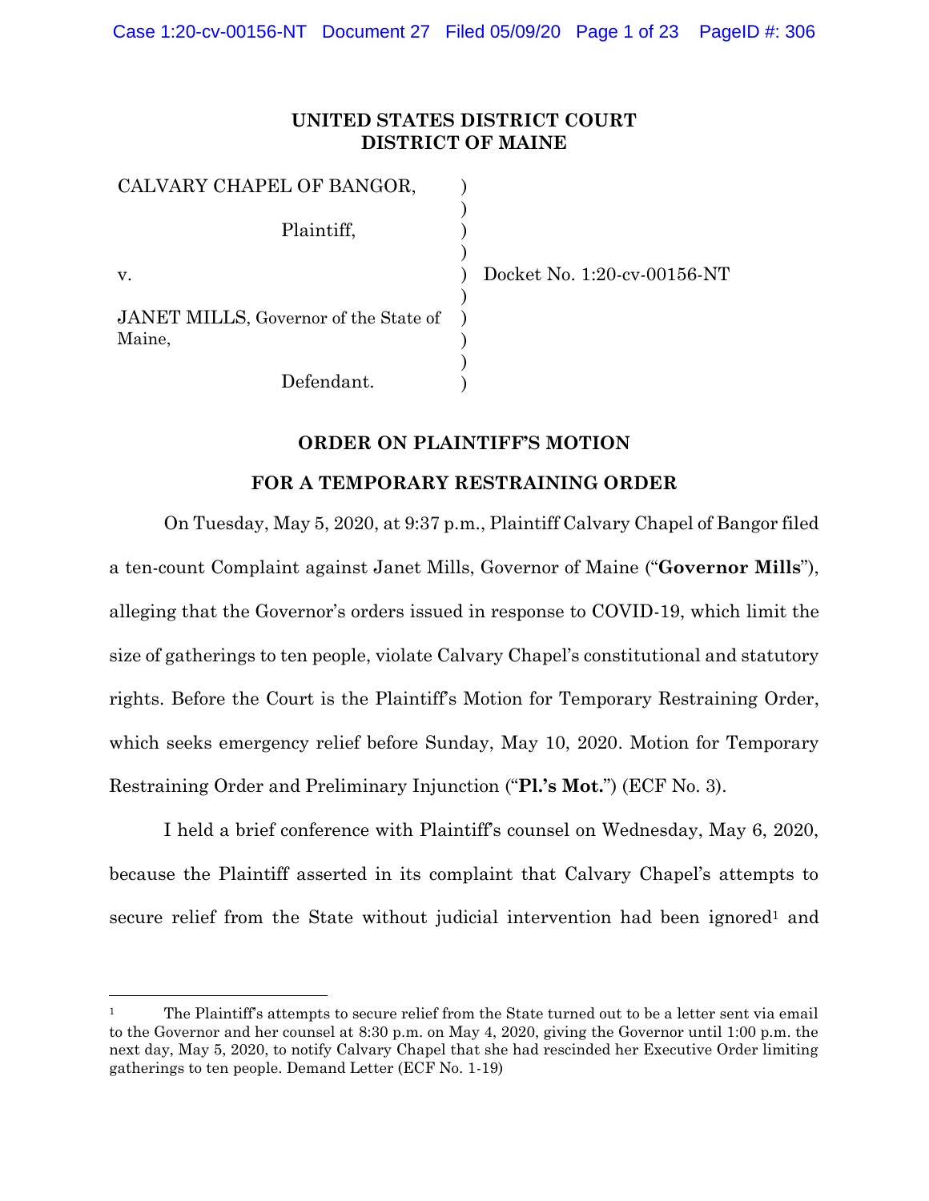UNITED STATES DISTRICT COURT
DISTRICT OF MAINE

| | | |
|---|---|---|
| CALVARY CHAPEL OF BANGOR, | ) | |
| | ) | |
| Plaintiff, | ) | |
| | ) | |
| v. | ) | Docket No. 1:20-cv-00156-NT |
| | ) | |
| JANET MILLS, Governor of the State of Maine, | ) | |
| | ) | |
| Defendant. | ) | |

## ORDER ON PLAINTIFF'S MOTION FOR A TEMPORARY RESTRAINING ORDER

On Tuesday, May 5, 2020, at 9:37 p.m., Plaintiff Calvary Chapel of Bangor filed a ten-count Complaint against Janet Mills, Governor of Maine ("**Governor Mills**"), alleging that the Governor's orders issued in response to COVID-19, which limit the size of gatherings to ten people, violate Calvary Chapel's constitutional and statutory rights. Before the Court is the Plaintiff's Motion for Temporary Restraining Order, which seeks emergency relief before Sunday, May 10, 2020. Motion for Temporary Restraining Order and Preliminary Injunction ("**Pl.'s Mot.**") (ECF No. 3).

I held a brief conference with Plaintiff's counsel on Wednesday, May 6, 2020, because the Plaintiff asserted in its complaint that Calvary Chapel's attempts to secure relief from the State without judicial intervention had been ignored[1] and

[1] The Plaintiff's attempts to secure relief from the State turned out to be a letter sent via email to the Governor and her counsel at 8:30 p.m. on May 4, 2020, giving the Governor until 1:00 p.m. the next day, May 5, 2020, to notify Calvary Chapel that she had rescinded her Executive Order limiting gatherings to ten people. Demand Letter (ECF No. 1-19)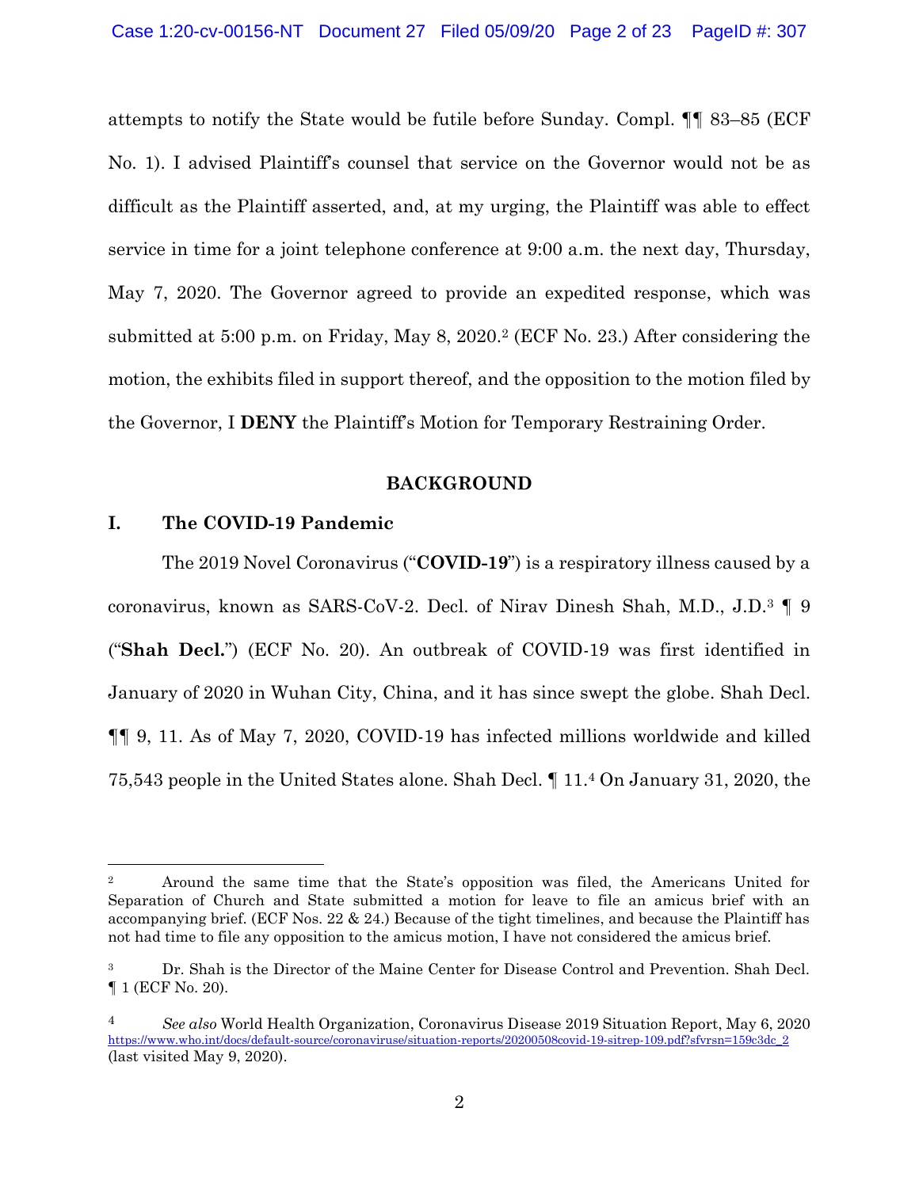attempts to notify the State would be futile before Sunday. Compl. ¶¶ 83–85 (ECF No. 1). I advised Plaintiff's counsel that service on the Governor would not be as difficult as the Plaintiff asserted, and, at my urging, the Plaintiff was able to effect service in time for a joint telephone conference at 9:00 a.m. the next day, Thursday, May 7, 2020. The Governor agreed to provide an expedited response, which was submitted at 5:00 p.m. on Friday, May 8, 2020.[2] (ECF No. 23.) After considering the motion, the exhibits filed in support thereof, and the opposition to the motion filed by the Governor, I **DENY** the Plaintiff's Motion for Temporary Restraining Order.

## BACKGROUND

### I. The COVID-19 Pandemic

The 2019 Novel Coronavirus ("**COVID-19**") is a respiratory illness caused by a coronavirus, known as SARS-CoV-2. Decl. of Nirav Dinesh Shah, M.D., J.D.[3] ¶ 9 ("**Shah Decl.**") (ECF No. 20). An outbreak of COVID-19 was first identified in January of 2020 in Wuhan City, China, and it has since swept the globe. Shah Decl. ¶¶ 9, 11. As of May 7, 2020, COVID-19 has infected millions worldwide and killed 75,543 people in the United States alone. Shah Decl. ¶ 11.[4] On January 31, 2020, the

---

[2] Around the same time that the State's opposition was filed, the Americans United for Separation of Church and State submitted a motion for leave to file an amicus brief with an accompanying brief. (ECF Nos. 22 & 24.) Because of the tight timelines, and because the Plaintiff has not had time to file any opposition to the amicus motion, I have not considered the amicus brief.

[3] Dr. Shah is the Director of the Maine Center for Disease Control and Prevention. Shah Decl. ¶ 1 (ECF No. 20).

[4] *See also* World Health Organization, Coronavirus Disease 2019 Situation Report, May 6, 2020 https://www.who.int/docs/default-source/coronaviruse/situation-reports/20200508covid-19-sitrep-109.pdf?sfvrsn=159c3dc_2 (last visited May 9, 2020).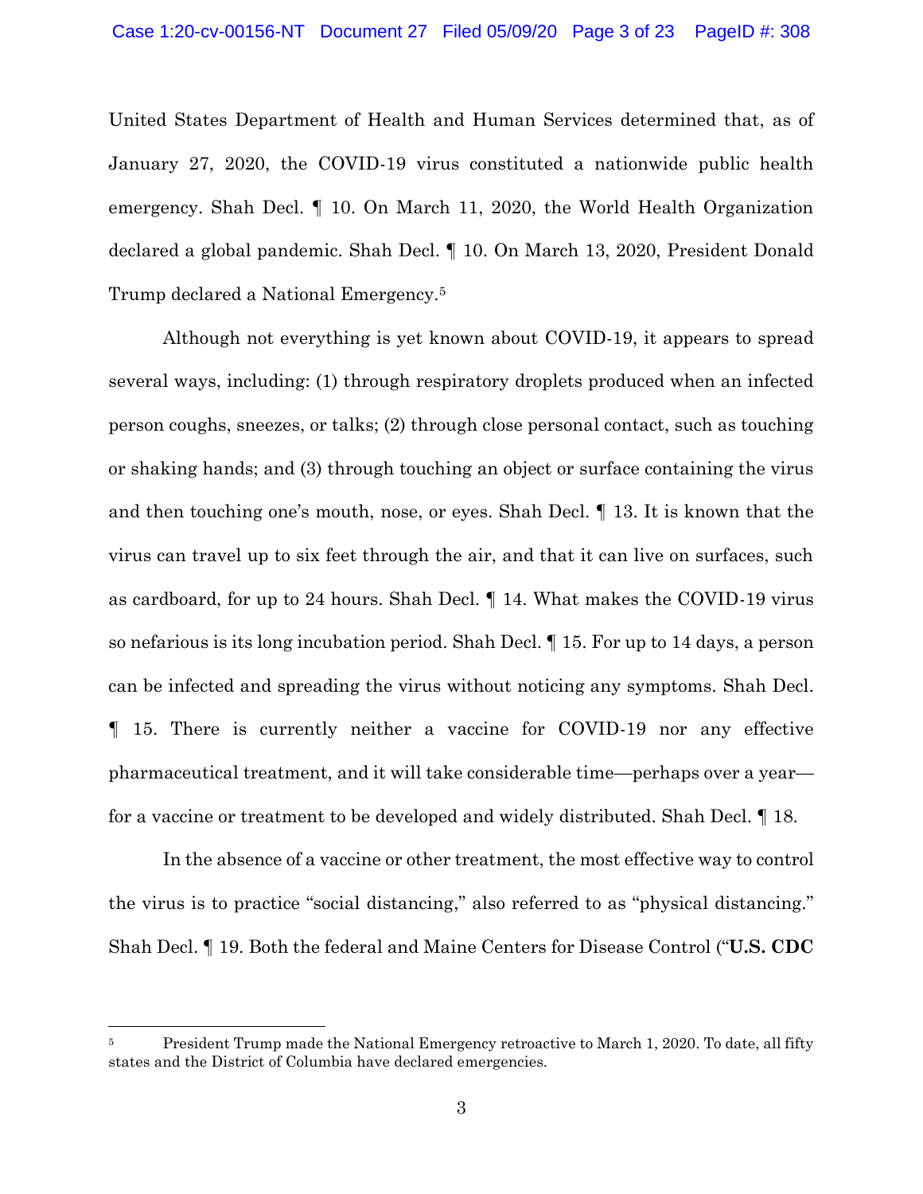United States Department of Health and Human Services determined that, as of January 27, 2020, the COVID-19 virus constituted a nationwide public health emergency. Shah Decl. ¶ 10. On March 11, 2020, the World Health Organization declared a global pandemic. Shah Decl. ¶ 10. On March 13, 2020, President Donald Trump declared a National Emergency.[5]

Although not everything is yet known about COVID-19, it appears to spread several ways, including: (1) through respiratory droplets produced when an infected person coughs, sneezes, or talks; (2) through close personal contact, such as touching or shaking hands; and (3) through touching an object or surface containing the virus and then touching one's mouth, nose, or eyes. Shah Decl. ¶ 13. It is known that the virus can travel up to six feet through the air, and that it can live on surfaces, such as cardboard, for up to 24 hours. Shah Decl. ¶ 14. What makes the COVID-19 virus so nefarious is its long incubation period. Shah Decl. ¶ 15. For up to 14 days, a person can be infected and spreading the virus without noticing any symptoms. Shah Decl. ¶ 15. There is currently neither a vaccine for COVID-19 nor any effective pharmaceutical treatment, and it will take considerable time—perhaps over a year—for a vaccine or treatment to be developed and widely distributed. Shah Decl. ¶ 18.

In the absence of a vaccine or other treatment, the most effective way to control the virus is to practice "social distancing," also referred to as "physical distancing." Shah Decl. ¶ 19. Both the federal and Maine Centers for Disease Control ("**U.S. CDC**

---

[5] President Trump made the National Emergency retroactive to March 1, 2020. To date, all fifty states and the District of Columbia have declared emergencies.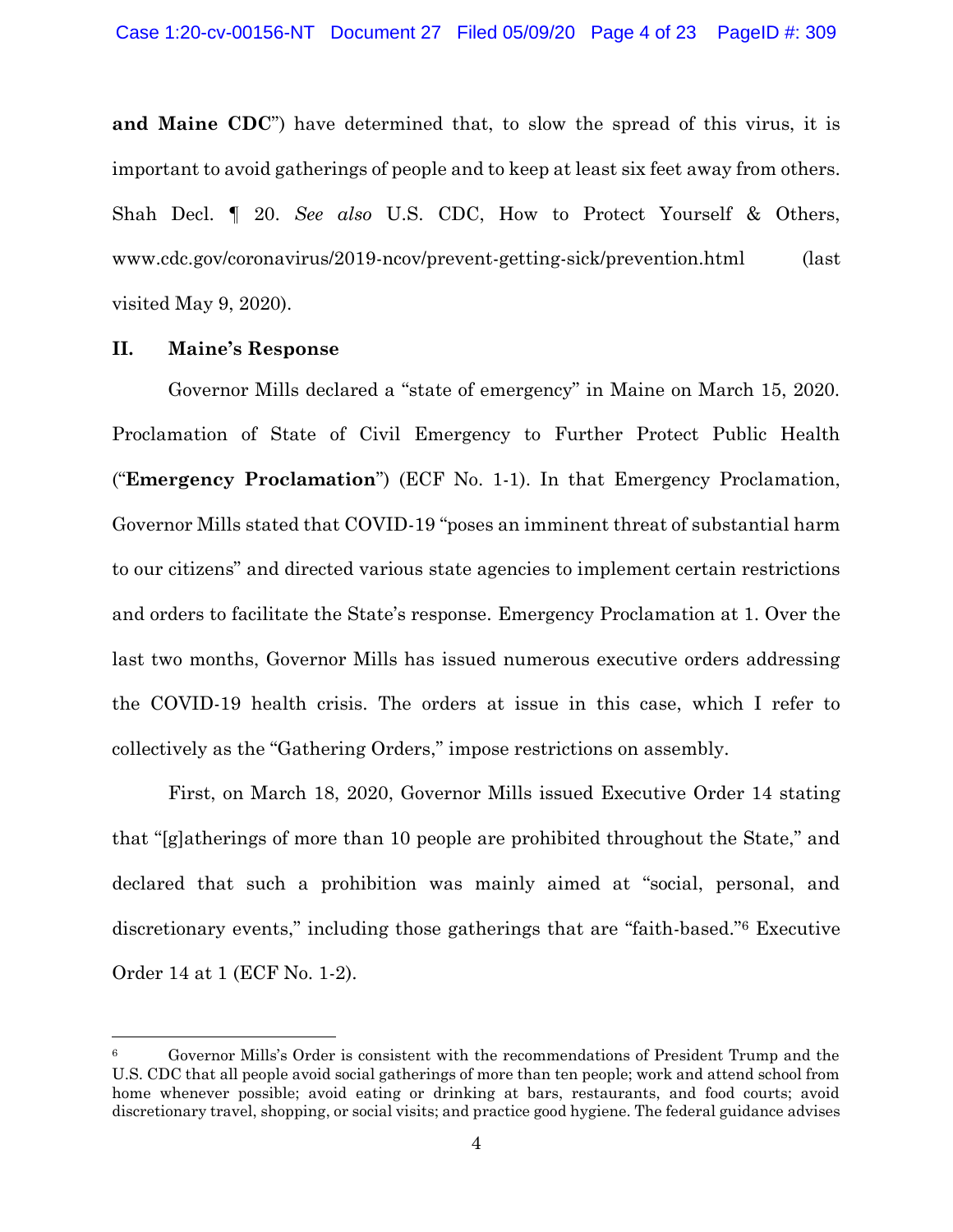**and Maine CDC**") have determined that, to slow the spread of this virus, it is important to avoid gatherings of people and to keep at least six feet away from others. Shah Decl. ¶ 20. *See also* U.S. CDC, How to Protect Yourself & Others, www.cdc.gov/coronavirus/2019-ncov/prevent-getting-sick/prevention.html (last visited May 9, 2020).

## II. Maine's Response

Governor Mills declared a "state of emergency" in Maine on March 15, 2020. Proclamation of State of Civil Emergency to Further Protect Public Health ("**Emergency Proclamation**") (ECF No. 1-1). In that Emergency Proclamation, Governor Mills stated that COVID-19 "poses an imminent threat of substantial harm to our citizens" and directed various state agencies to implement certain restrictions and orders to facilitate the State's response. Emergency Proclamation at 1. Over the last two months, Governor Mills has issued numerous executive orders addressing the COVID-19 health crisis. The orders at issue in this case, which I refer to collectively as the "Gathering Orders," impose restrictions on assembly.

First, on March 18, 2020, Governor Mills issued Executive Order 14 stating that "[g]atherings of more than 10 people are prohibited throughout the State," and declared that such a prohibition was mainly aimed at "social, personal, and discretionary events," including those gatherings that are "faith-based."[6] Executive Order 14 at 1 (ECF No. 1-2).

---

[6] Governor Mills's Order is consistent with the recommendations of President Trump and the U.S. CDC that all people avoid social gatherings of more than ten people; work and attend school from home whenever possible; avoid eating or drinking at bars, restaurants, and food courts; avoid discretionary travel, shopping, or social visits; and practice good hygiene. The federal guidance advises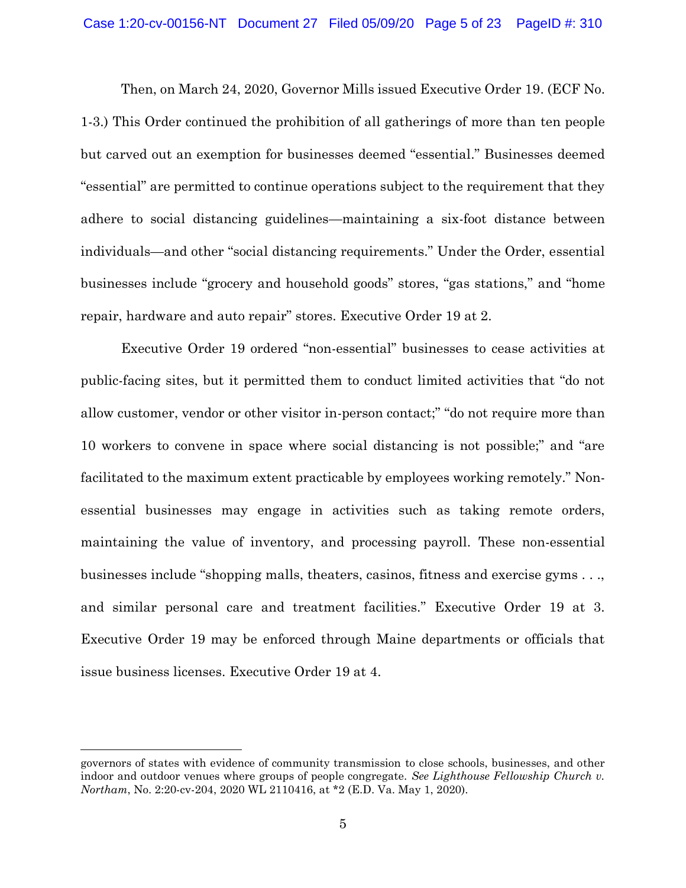Then, on March 24, 2020, Governor Mills issued Executive Order 19. (ECF No. 1-3.) This Order continued the prohibition of all gatherings of more than ten people but carved out an exemption for businesses deemed "essential." Businesses deemed "essential" are permitted to continue operations subject to the requirement that they adhere to social distancing guidelines—maintaining a six-foot distance between individuals—and other "social distancing requirements." Under the Order, essential businesses include "grocery and household goods" stores, "gas stations," and "home repair, hardware and auto repair" stores. Executive Order 19 at 2.

Executive Order 19 ordered "non-essential" businesses to cease activities at public-facing sites, but it permitted them to conduct limited activities that "do not allow customer, vendor or other visitor in-person contact;" "do not require more than 10 workers to convene in space where social distancing is not possible;" and "are facilitated to the maximum extent practicable by employees working remotely." Non-essential businesses may engage in activities such as taking remote orders, maintaining the value of inventory, and processing payroll. These non-essential businesses include "shopping malls, theaters, casinos, fitness and exercise gyms . . ., and similar personal care and treatment facilities." Executive Order 19 at 3. Executive Order 19 may be enforced through Maine departments or officials that issue business licenses. Executive Order 19 at 4.

---

governors of states with evidence of community transmission to close schools, businesses, and other indoor and outdoor venues where groups of people congregate. *See Lighthouse Fellowship Church v. Northam*, No. 2:20-cv-204, 2020 WL 2110416, at *2 (E.D. Va. May 1, 2020).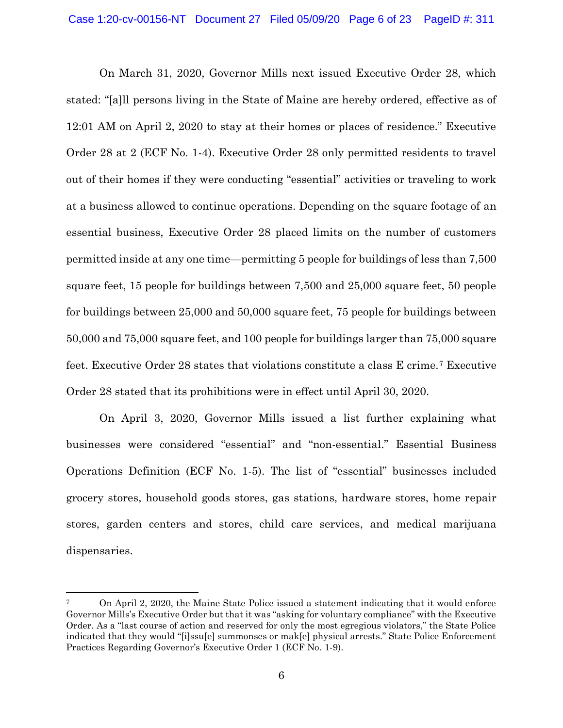On March 31, 2020, Governor Mills next issued Executive Order 28, which stated: "[a]ll persons living in the State of Maine are hereby ordered, effective as of 12:01 AM on April 2, 2020 to stay at their homes or places of residence." Executive Order 28 at 2 (ECF No. 1-4). Executive Order 28 only permitted residents to travel out of their homes if they were conducting "essential" activities or traveling to work at a business allowed to continue operations. Depending on the square footage of an essential business, Executive Order 28 placed limits on the number of customers permitted inside at any one time—permitting 5 people for buildings of less than 7,500 square feet, 15 people for buildings between 7,500 and 25,000 square feet, 50 people for buildings between 25,000 and 50,000 square feet, 75 people for buildings between 50,000 and 75,000 square feet, and 100 people for buildings larger than 75,000 square feet. Executive Order 28 states that violations constitute a class E crime.[7] Executive Order 28 stated that its prohibitions were in effect until April 30, 2020.

On April 3, 2020, Governor Mills issued a list further explaining what businesses were considered "essential" and "non-essential." Essential Business Operations Definition (ECF No. 1-5). The list of "essential" businesses included grocery stores, household goods stores, gas stations, hardware stores, home repair stores, garden centers and stores, child care services, and medical marijuana dispensaries.

---

[7] On April 2, 2020, the Maine State Police issued a statement indicating that it would enforce Governor Mills's Executive Order but that it was "asking for voluntary compliance" with the Executive Order. As a "last course of action and reserved for only the most egregious violators," the State Police indicated that they would "[i]ssu[e] summonses or mak[e] physical arrests." State Police Enforcement Practices Regarding Governor's Executive Order 1 (ECF No. 1-9).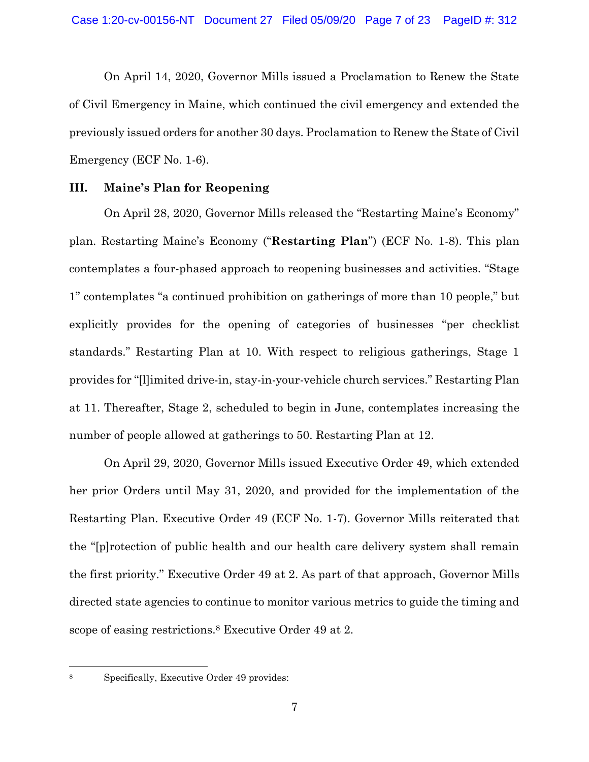On April 14, 2020, Governor Mills issued a Proclamation to Renew the State of Civil Emergency in Maine, which continued the civil emergency and extended the previously issued orders for another 30 days. Proclamation to Renew the State of Civil Emergency (ECF No. 1-6).

### III. Maine's Plan for Reopening

On April 28, 2020, Governor Mills released the "Restarting Maine's Economy" plan. Restarting Maine's Economy ("**Restarting Plan**") (ECF No. 1-8). This plan contemplates a four-phased approach to reopening businesses and activities. "Stage 1" contemplates "a continued prohibition on gatherings of more than 10 people," but explicitly provides for the opening of categories of businesses "per checklist standards." Restarting Plan at 10. With respect to religious gatherings, Stage 1 provides for "[l]imited drive-in, stay-in-your-vehicle church services." Restarting Plan at 11. Thereafter, Stage 2, scheduled to begin in June, contemplates increasing the number of people allowed at gatherings to 50. Restarting Plan at 12.

On April 29, 2020, Governor Mills issued Executive Order 49, which extended her prior Orders until May 31, 2020, and provided for the implementation of the Restarting Plan. Executive Order 49 (ECF No. 1-7). Governor Mills reiterated that the "[p]rotection of public health and our health care delivery system shall remain the first priority." Executive Order 49 at 2. As part of that approach, Governor Mills directed state agencies to continue to monitor various metrics to guide the timing and scope of easing restrictions.[8] Executive Order 49 at 2.

---

[8] Specifically, Executive Order 49 provides: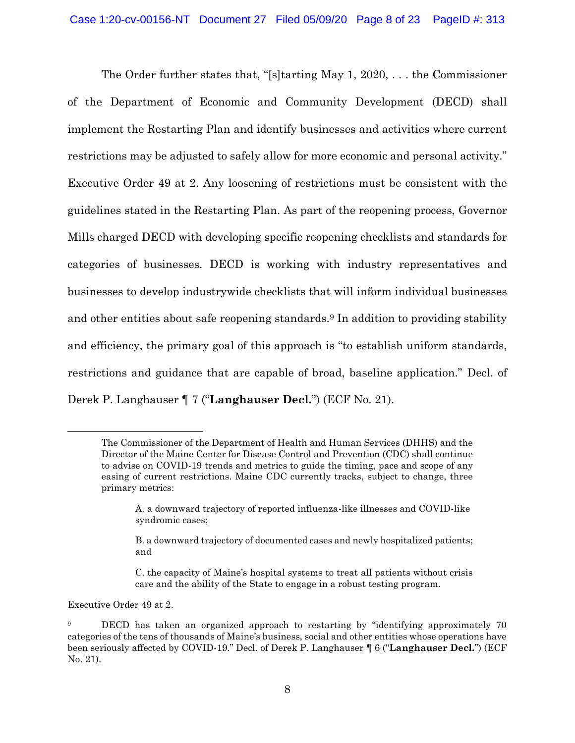The Order further states that, "[s]tarting May 1, 2020, . . . the Commissioner of the Department of Economic and Community Development (DECD) shall implement the Restarting Plan and identify businesses and activities where current restrictions may be adjusted to safely allow for more economic and personal activity." Executive Order 49 at 2. Any loosening of restrictions must be consistent with the guidelines stated in the Restarting Plan. As part of the reopening process, Governor Mills charged DECD with developing specific reopening checklists and standards for categories of businesses. DECD is working with industry representatives and businesses to develop industrywide checklists that will inform individual businesses and other entities about safe reopening standards.[9] In addition to providing stability and efficiency, the primary goal of this approach is "to establish uniform standards, restrictions and guidance that are capable of broad, baseline application." Decl. of Derek P. Langhauser ¶ 7 ("**Langhauser Decl.**") (ECF No. 21).

---

> The Commissioner of the Department of Health and Human Services (DHHS) and the Director of the Maine Center for Disease Control and Prevention (CDC) shall continue to advise on COVID-19 trends and metrics to guide the timing, pace and scope of any easing of current restrictions. Maine CDC currently tracks, subject to change, three primary metrics:
>
> > A. a downward trajectory of reported influenza-like illnesses and COVID-like syndromic cases;
> >
> > B. a downward trajectory of documented cases and newly hospitalized patients; and
> >
> > C. the capacity of Maine's hospital systems to treat all patients without crisis care and the ability of the State to engage in a robust testing program.

Executive Order 49 at 2.

[9] DECD has taken an organized approach to restarting by "identifying approximately 70 categories of the tens of thousands of Maine's business, social and other entities whose operations have been seriously affected by COVID-19." Decl. of Derek P. Langhauser ¶ 6 ("**Langhauser Decl.**") (ECF No. 21).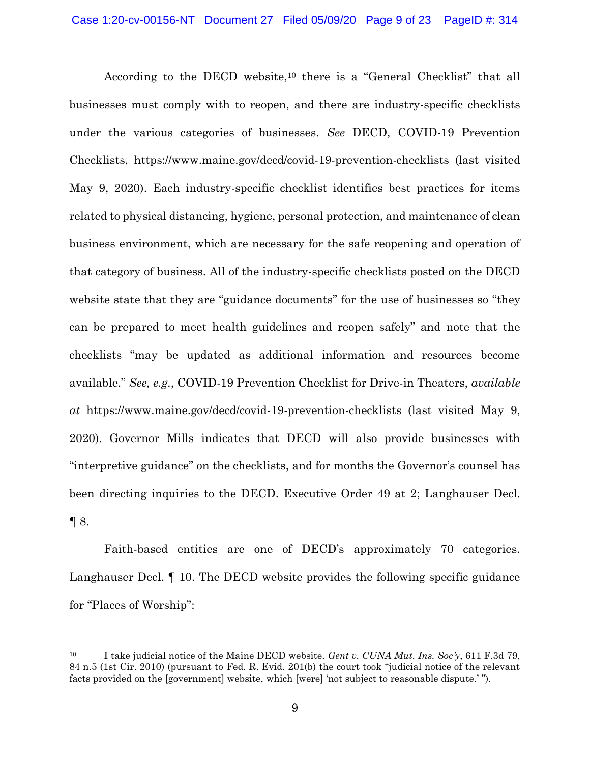According to the DECD website,[10] there is a "General Checklist" that all businesses must comply with to reopen, and there are industry-specific checklists under the various categories of businesses. *See* DECD, COVID-19 Prevention Checklists, https://www.maine.gov/decd/covid-19-prevention-checklists (last visited May 9, 2020). Each industry-specific checklist identifies best practices for items related to physical distancing, hygiene, personal protection, and maintenance of clean business environment, which are necessary for the safe reopening and operation of that category of business. All of the industry-specific checklists posted on the DECD website state that they are "guidance documents" for the use of businesses so "they can be prepared to meet health guidelines and reopen safely" and note that the checklists "may be updated as additional information and resources become available." *See, e.g.*, COVID-19 Prevention Checklist for Drive-in Theaters, *available at* https://www.maine.gov/decd/covid-19-prevention-checklists (last visited May 9, 2020). Governor Mills indicates that DECD will also provide businesses with "interpretive guidance" on the checklists, and for months the Governor's counsel has been directing inquiries to the DECD. Executive Order 49 at 2; Langhauser Decl. ¶ 8.

Faith-based entities are one of DECD's approximately 70 categories. Langhauser Decl. ¶ 10. The DECD website provides the following specific guidance for "Places of Worship":

---

[10] I take judicial notice of the Maine DECD website. *Gent v. CUNA Mut. Ins. Soc'y*, 611 F.3d 79, 84 n.5 (1st Cir. 2010) (pursuant to Fed. R. Evid. 201(b) the court took "judicial notice of the relevant facts provided on the [government] website, which [were] 'not subject to reasonable dispute.' ").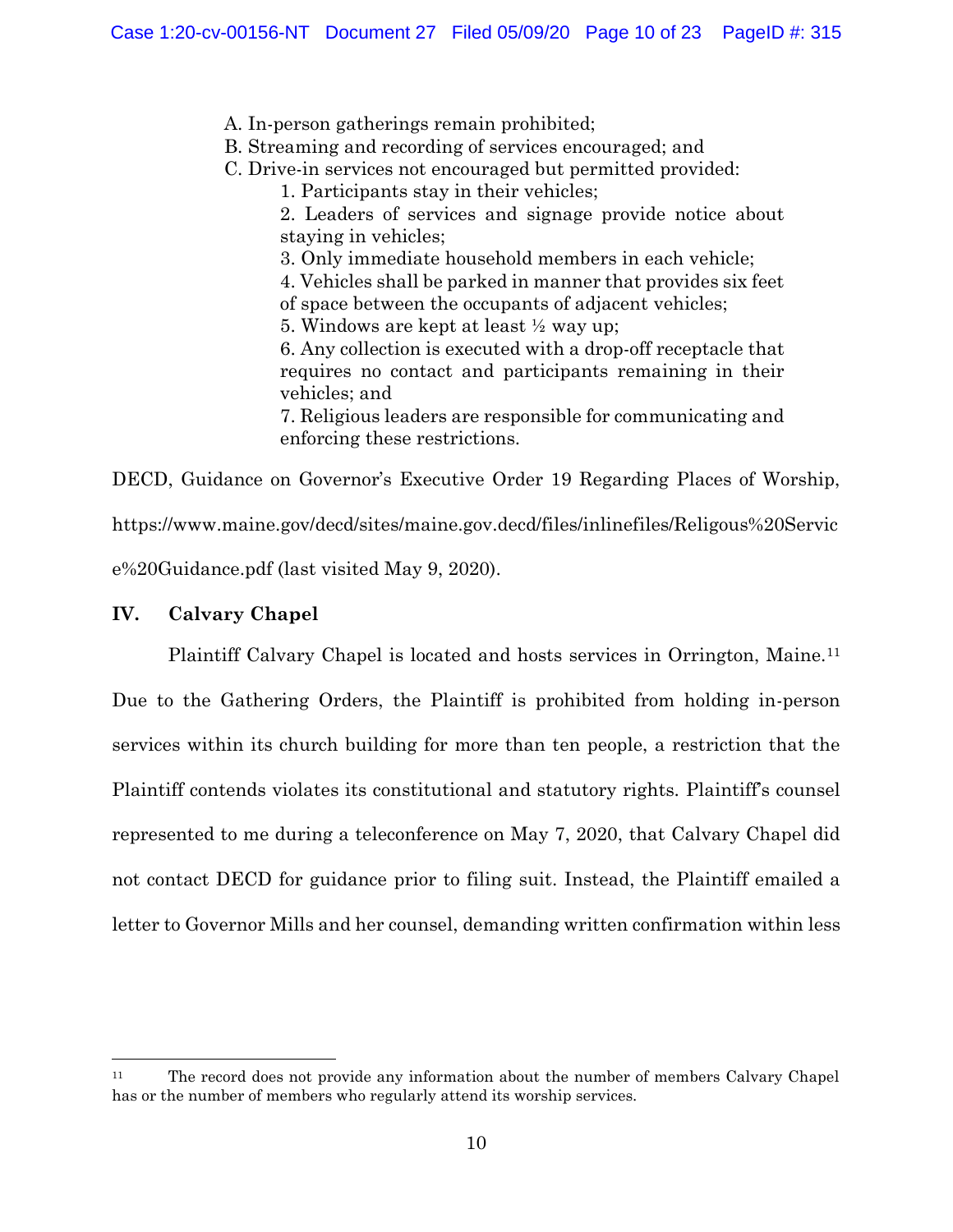A. In-person gatherings remain prohibited;
B. Streaming and recording of services encouraged; and
C. Drive-in services not encouraged but permitted provided:
   1. Participants stay in their vehicles;
   2. Leaders of services and signage provide notice about staying in vehicles;
   3. Only immediate household members in each vehicle;
   4. Vehicles shall be parked in manner that provides six feet of space between the occupants of adjacent vehicles;
   5. Windows are kept at least ½ way up;
   6. Any collection is executed with a drop-off receptacle that requires no contact and participants remaining in their vehicles; and
   7. Religious leaders are responsible for communicating and enforcing these restrictions.

DECD, Guidance on Governor's Executive Order 19 Regarding Places of Worship, https://www.maine.gov/decd/sites/maine.gov.decd/files/inlinefiles/Religous%20Service%20Guidance.pdf (last visited May 9, 2020).

## IV. Calvary Chapel

Plaintiff Calvary Chapel is located and hosts services in Orrington, Maine.[11] Due to the Gathering Orders, the Plaintiff is prohibited from holding in-person services within its church building for more than ten people, a restriction that the Plaintiff contends violates its constitutional and statutory rights. Plaintiff's counsel represented to me during a teleconference on May 7, 2020, that Calvary Chapel did not contact DECD for guidance prior to filing suit. Instead, the Plaintiff emailed a letter to Governor Mills and her counsel, demanding written confirmation within less

[11] The record does not provide any information about the number of members Calvary Chapel has or the number of members who regularly attend its worship services.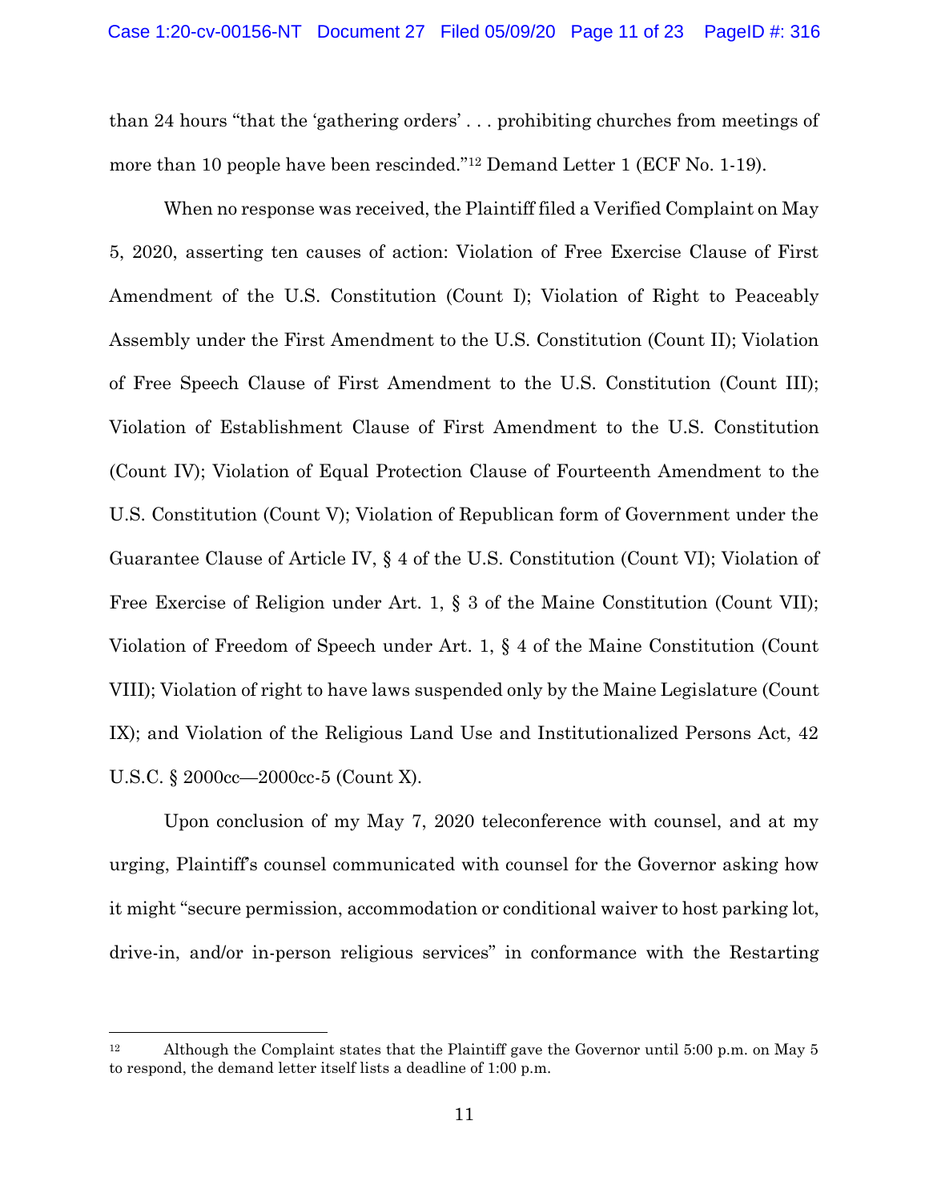than 24 hours "that the 'gathering orders' . . . prohibiting churches from meetings of more than 10 people have been rescinded."[12] Demand Letter 1 (ECF No. 1-19).

When no response was received, the Plaintiff filed a Verified Complaint on May 5, 2020, asserting ten causes of action: Violation of Free Exercise Clause of First Amendment of the U.S. Constitution (Count I); Violation of Right to Peaceably Assembly under the First Amendment to the U.S. Constitution (Count II); Violation of Free Speech Clause of First Amendment to the U.S. Constitution (Count III); Violation of Establishment Clause of First Amendment to the U.S. Constitution (Count IV); Violation of Equal Protection Clause of Fourteenth Amendment to the U.S. Constitution (Count V); Violation of Republican form of Government under the Guarantee Clause of Article IV, § 4 of the U.S. Constitution (Count VI); Violation of Free Exercise of Religion under Art. 1, § 3 of the Maine Constitution (Count VII); Violation of Freedom of Speech under Art. 1, § 4 of the Maine Constitution (Count VIII); Violation of right to have laws suspended only by the Maine Legislature (Count IX); and Violation of the Religious Land Use and Institutionalized Persons Act, 42 U.S.C. § 2000cc—2000cc-5 (Count X).

Upon conclusion of my May 7, 2020 teleconference with counsel, and at my urging, Plaintiff's counsel communicated with counsel for the Governor asking how it might "secure permission, accommodation or conditional waiver to host parking lot, drive-in, and/or in-person religious services" in conformance with the Restarting

---

[12] Although the Complaint states that the Plaintiff gave the Governor until 5:00 p.m. on May 5 to respond, the demand letter itself lists a deadline of 1:00 p.m.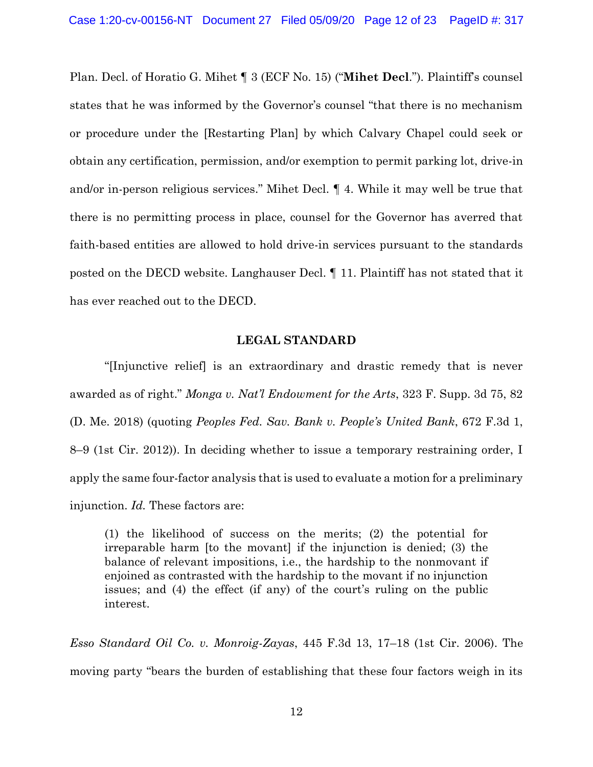Plan. Decl. of Horatio G. Mihet ¶ 3 (ECF No. 15) ("**Mihet Decl**."). Plaintiff's counsel states that he was informed by the Governor's counsel "that there is no mechanism or procedure under the [Restarting Plan] by which Calvary Chapel could seek or obtain any certification, permission, and/or exemption to permit parking lot, drive-in and/or in-person religious services." Mihet Decl. ¶ 4. While it may well be true that there is no permitting process in place, counsel for the Governor has averred that faith-based entities are allowed to hold drive-in services pursuant to the standards posted on the DECD website. Langhauser Decl. ¶ 11. Plaintiff has not stated that it has ever reached out to the DECD.

## LEGAL STANDARD

"[Injunctive relief] is an extraordinary and drastic remedy that is never awarded as of right." *Monga v. Nat'l Endowment for the Arts*, 323 F. Supp. 3d 75, 82 (D. Me. 2018) (quoting *Peoples Fed. Sav. Bank v. People's United Bank*, 672 F.3d 1, 8–9 (1st Cir. 2012)). In deciding whether to issue a temporary restraining order, I apply the same four-factor analysis that is used to evaluate a motion for a preliminary injunction. *Id.* These factors are:

> (1) the likelihood of success on the merits; (2) the potential for irreparable harm [to the movant] if the injunction is denied; (3) the balance of relevant impositions, i.e., the hardship to the nonmovant if enjoined as contrasted with the hardship to the movant if no injunction issues; and (4) the effect (if any) of the court's ruling on the public interest.

*Esso Standard Oil Co. v. Monroig-Zayas*, 445 F.3d 13, 17–18 (1st Cir. 2006). The moving party "bears the burden of establishing that these four factors weigh in its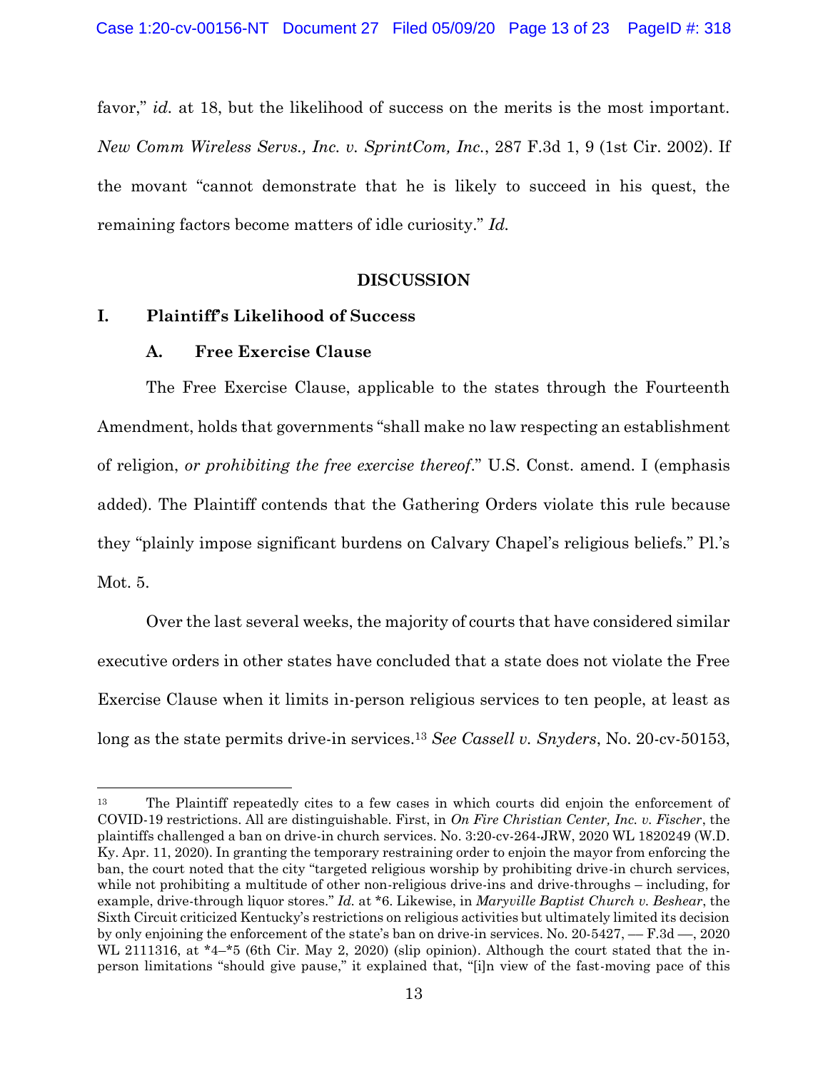favor," *id.* at 18, but the likelihood of success on the merits is the most important. *New Comm Wireless Servs., Inc. v. SprintCom, Inc.*, 287 F.3d 1, 9 (1st Cir. 2002). If the movant "cannot demonstrate that he is likely to succeed in his quest, the remaining factors become matters of idle curiosity." *Id.*

## DISCUSSION

### I. Plaintiff's Likelihood of Success

#### A. Free Exercise Clause

The Free Exercise Clause, applicable to the states through the Fourteenth Amendment, holds that governments "shall make no law respecting an establishment of religion, *or prohibiting the free exercise thereof*." U.S. Const. amend. I (emphasis added). The Plaintiff contends that the Gathering Orders violate this rule because they "plainly impose significant burdens on Calvary Chapel's religious beliefs." Pl.'s Mot. 5.

Over the last several weeks, the majority of courts that have considered similar executive orders in other states have concluded that a state does not violate the Free Exercise Clause when it limits in-person religious services to ten people, at least as long as the state permits drive-in services.[13] *See Cassell v. Snyders*, No. 20-cv-50153,

---

[13] The Plaintiff repeatedly cites to a few cases in which courts did enjoin the enforcement of COVID-19 restrictions. All are distinguishable. First, in *On Fire Christian Center, Inc. v. Fischer*, the plaintiffs challenged a ban on drive-in church services. No. 3:20-cv-264-JRW, 2020 WL 1820249 (W.D. Ky. Apr. 11, 2020). In granting the temporary restraining order to enjoin the mayor from enforcing the ban, the court noted that the city "targeted religious worship by prohibiting drive-in church services, while not prohibiting a multitude of other non-religious drive-ins and drive-throughs – including, for example, drive-through liquor stores." *Id.* at *6. Likewise, in *Maryville Baptist Church v. Beshear*, the Sixth Circuit criticized Kentucky's restrictions on religious activities but ultimately limited its decision by only enjoining the enforcement of the state's ban on drive-in services. No. 20-5427, — F.3d —, 2020 WL 2111316, at *4–*5 (6th Cir. May 2, 2020) (slip opinion). Although the court stated that the in-person limitations "should give pause," it explained that, "[i]n view of the fast-moving pace of this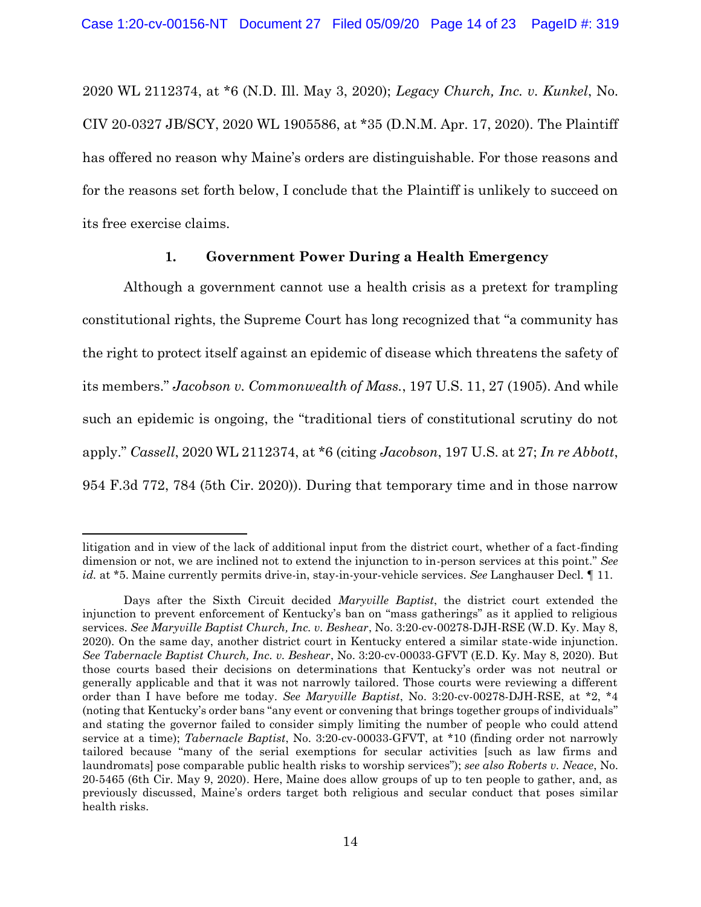2020 WL 2112374, at *6 (N.D. Ill. May 3, 2020); *Legacy Church, Inc. v. Kunkel*, No. CIV 20-0327 JB/SCY, 2020 WL 1905586, at *35 (D.N.M. Apr. 17, 2020). The Plaintiff has offered no reason why Maine's orders are distinguishable. For those reasons and for the reasons set forth below, I conclude that the Plaintiff is unlikely to succeed on its free exercise claims.

### 1. Government Power During a Health Emergency

Although a government cannot use a health crisis as a pretext for trampling constitutional rights, the Supreme Court has long recognized that "a community has the right to protect itself against an epidemic of disease which threatens the safety of its members." *Jacobson v. Commonwealth of Mass.*, 197 U.S. 11, 27 (1905). And while such an epidemic is ongoing, the "traditional tiers of constitutional scrutiny do not apply." *Cassell*, 2020 WL 2112374, at *6 (citing *Jacobson*, 197 U.S. at 27; *In re Abbott*, 954 F.3d 772, 784 (5th Cir. 2020)). During that temporary time and in those narrow

---

litigation and in view of the lack of additional input from the district court, whether of a fact-finding dimension or not, we are inclined not to extend the injunction to in-person services at this point." *See id.* at *5. Maine currently permits drive-in, stay-in-your-vehicle services. *See* Langhauser Decl. ¶ 11.

Days after the Sixth Circuit decided *Maryville Baptist*, the district court extended the injunction to prevent enforcement of Kentucky's ban on "mass gatherings" as it applied to religious services. *See Maryville Baptist Church, Inc. v. Beshear*, No. 3:20-cv-00278-DJH-RSE (W.D. Ky. May 8, 2020). On the same day, another district court in Kentucky entered a similar state-wide injunction. *See Tabernacle Baptist Church, Inc. v. Beshear*, No. 3:20-cv-00033-GFVT (E.D. Ky. May 8, 2020). But those courts based their decisions on determinations that Kentucky's order was not neutral or generally applicable and that it was not narrowly tailored. Those courts were reviewing a different order than I have before me today. *See Maryville Baptist*, No. 3:20-cv-00278-DJH-RSE, at *2, *4 (noting that Kentucky's order bans "any event or convening that brings together groups of individuals" and stating the governor failed to consider simply limiting the number of people who could attend service at a time); *Tabernacle Baptist*, No. 3:20-cv-00033-GFVT, at *10 (finding order not narrowly tailored because "many of the serial exemptions for secular activities [such as law firms and laundromats] pose comparable public health risks to worship services"); *see also Roberts v. Neace*, No. 20-5465 (6th Cir. May 9, 2020). Here, Maine does allow groups of up to ten people to gather, and, as previously discussed, Maine's orders target both religious and secular conduct that poses similar health risks.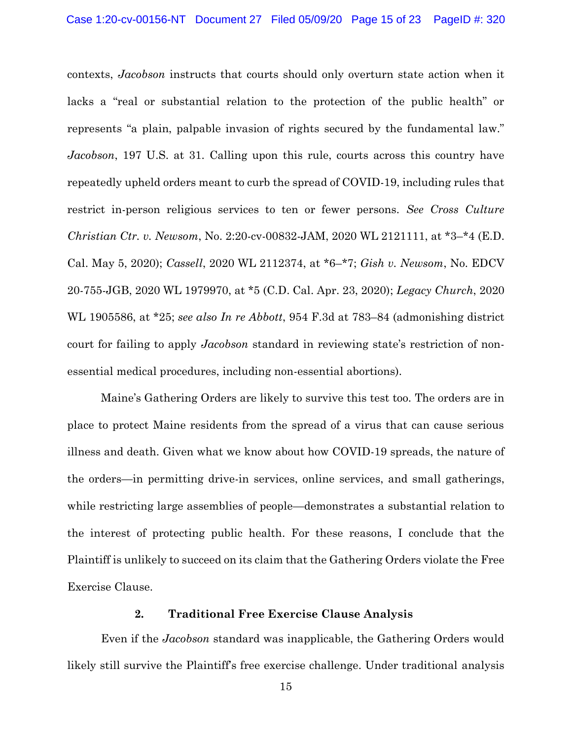contexts, *Jacobson* instructs that courts should only overturn state action when it lacks a "real or substantial relation to the protection of the public health" or represents "a plain, palpable invasion of rights secured by the fundamental law." *Jacobson*, 197 U.S. at 31. Calling upon this rule, courts across this country have repeatedly upheld orders meant to curb the spread of COVID-19, including rules that restrict in-person religious services to ten or fewer persons. *See Cross Culture Christian Ctr. v. Newsom*, No. 2:20-cv-00832-JAM, 2020 WL 2121111, at *3–*4 (E.D. Cal. May 5, 2020); *Cassell*, 2020 WL 2112374, at *6–*7; *Gish v. Newsom*, No. EDCV 20-755-JGB, 2020 WL 1979970, at *5 (C.D. Cal. Apr. 23, 2020); *Legacy Church*, 2020 WL 1905586, at *25; *see also In re Abbott*, 954 F.3d at 783–84 (admonishing district court for failing to apply *Jacobson* standard in reviewing state's restriction of non-essential medical procedures, including non-essential abortions).

Maine's Gathering Orders are likely to survive this test too. The orders are in place to protect Maine residents from the spread of a virus that can cause serious illness and death. Given what we know about how COVID-19 spreads, the nature of the orders—in permitting drive-in services, online services, and small gatherings, while restricting large assemblies of people—demonstrates a substantial relation to the interest of protecting public health. For these reasons, I conclude that the Plaintiff is unlikely to succeed on its claim that the Gathering Orders violate the Free Exercise Clause.

### 2. Traditional Free Exercise Clause Analysis

Even if the *Jacobson* standard was inapplicable, the Gathering Orders would likely still survive the Plaintiff's free exercise challenge. Under traditional analysis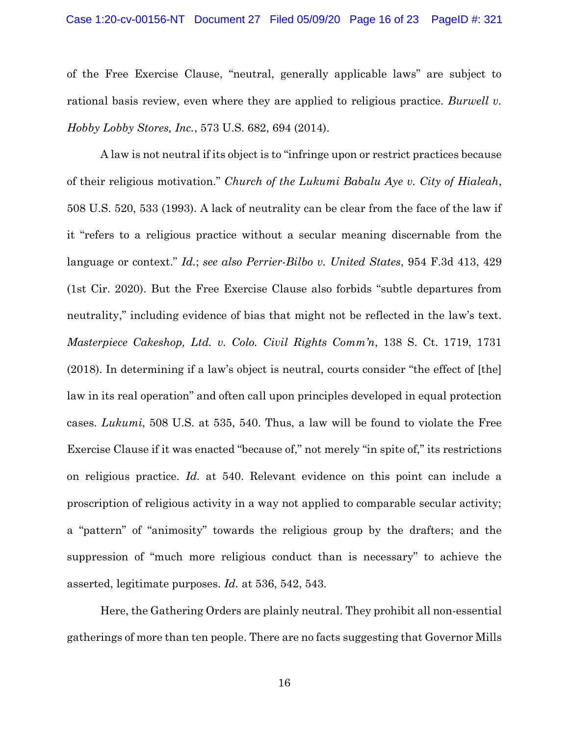of the Free Exercise Clause, "neutral, generally applicable laws" are subject to rational basis review, even where they are applied to religious practice. *Burwell v. Hobby Lobby Stores, Inc.*, 573 U.S. 682, 694 (2014).

A law is not neutral if its object is to "infringe upon or restrict practices because of their religious motivation." *Church of the Lukumi Babalu Aye v. City of Hialeah*, 508 U.S. 520, 533 (1993). A lack of neutrality can be clear from the face of the law if it "refers to a religious practice without a secular meaning discernable from the language or context." *Id.*; *see also Perrier-Bilbo v. United States*, 954 F.3d 413, 429 (1st Cir. 2020). But the Free Exercise Clause also forbids "subtle departures from neutrality," including evidence of bias that might not be reflected in the law's text. *Masterpiece Cakeshop, Ltd. v. Colo. Civil Rights Comm'n*, 138 S. Ct. 1719, 1731 (2018). In determining if a law's object is neutral, courts consider "the effect of [the] law in its real operation" and often call upon principles developed in equal protection cases. *Lukumi*, 508 U.S. at 535, 540. Thus, a law will be found to violate the Free Exercise Clause if it was enacted "because of," not merely "in spite of," its restrictions on religious practice. *Id.* at 540. Relevant evidence on this point can include a proscription of religious activity in a way not applied to comparable secular activity; a "pattern" of "animosity" towards the religious group by the drafters; and the suppression of "much more religious conduct than is necessary" to achieve the asserted, legitimate purposes. *Id.* at 536, 542, 543.

Here, the Gathering Orders are plainly neutral. They prohibit all non-essential gatherings of more than ten people. There are no facts suggesting that Governor Mills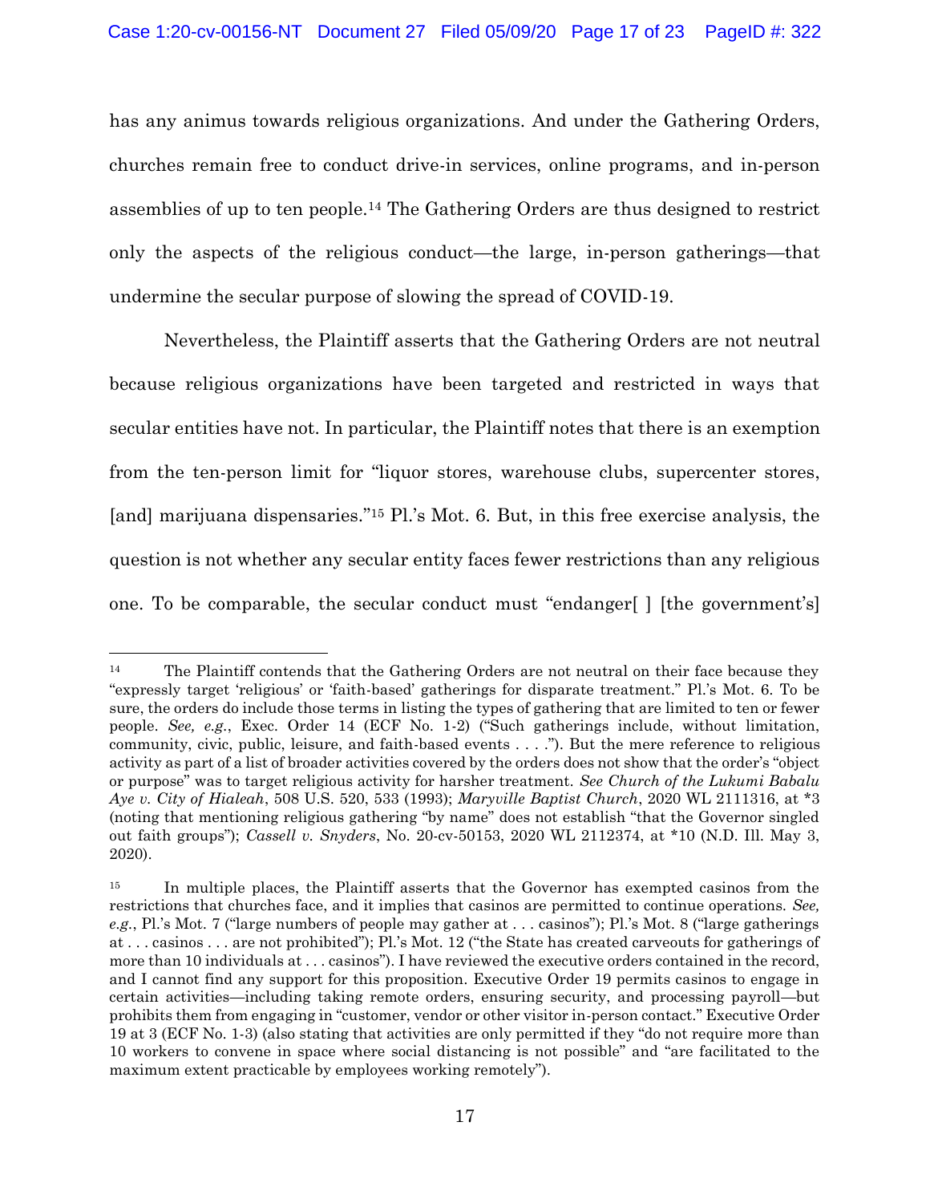has any animus towards religious organizations. And under the Gathering Orders, churches remain free to conduct drive-in services, online programs, and in-person assemblies of up to ten people.[14] The Gathering Orders are thus designed to restrict only the aspects of the religious conduct—the large, in-person gatherings—that undermine the secular purpose of slowing the spread of COVID-19.

Nevertheless, the Plaintiff asserts that the Gathering Orders are not neutral because religious organizations have been targeted and restricted in ways that secular entities have not. In particular, the Plaintiff notes that there is an exemption from the ten-person limit for "liquor stores, warehouse clubs, supercenter stores, [and] marijuana dispensaries."[15] Pl.'s Mot. 6. But, in this free exercise analysis, the question is not whether any secular entity faces fewer restrictions than any religious one. To be comparable, the secular conduct must "endanger[ ] [the government's]

---

[14] The Plaintiff contends that the Gathering Orders are not neutral on their face because they "expressly target 'religious' or 'faith-based' gatherings for disparate treatment." Pl.'s Mot. 6. To be sure, the orders do include those terms in listing the types of gathering that are limited to ten or fewer people. *See, e.g.*, Exec. Order 14 (ECF No. 1-2) ("Such gatherings include, without limitation, community, civic, public, leisure, and faith-based events . . . ."). But the mere reference to religious activity as part of a list of broader activities covered by the orders does not show that the order's "object or purpose" was to target religious activity for harsher treatment. *See Church of the Lukumi Babalu Aye v. City of Hialeah*, 508 U.S. 520, 533 (1993); *Maryville Baptist Church*, 2020 WL 2111316, at *3 (noting that mentioning religious gathering "by name" does not establish "that the Governor singled out faith groups"); *Cassell v. Snyders*, No. 20-cv-50153, 2020 WL 2112374, at *10 (N.D. Ill. May 3, 2020).

[15] In multiple places, the Plaintiff asserts that the Governor has exempted casinos from the restrictions that churches face, and it implies that casinos are permitted to continue operations. *See, e.g.*, Pl.'s Mot. 7 ("large numbers of people may gather at . . . casinos"); Pl.'s Mot. 8 ("large gatherings at . . . casinos . . . are not prohibited"); Pl.'s Mot. 12 ("the State has created carveouts for gatherings of more than 10 individuals at . . . casinos"). I have reviewed the executive orders contained in the record, and I cannot find any support for this proposition. Executive Order 19 permits casinos to engage in certain activities—including taking remote orders, ensuring security, and processing payroll—but prohibits them from engaging in "customer, vendor or other visitor in-person contact." Executive Order 19 at 3 (ECF No. 1-3) (also stating that activities are only permitted if they "do not require more than 10 workers to convene in space where social distancing is not possible" and "are facilitated to the maximum extent practicable by employees working remotely").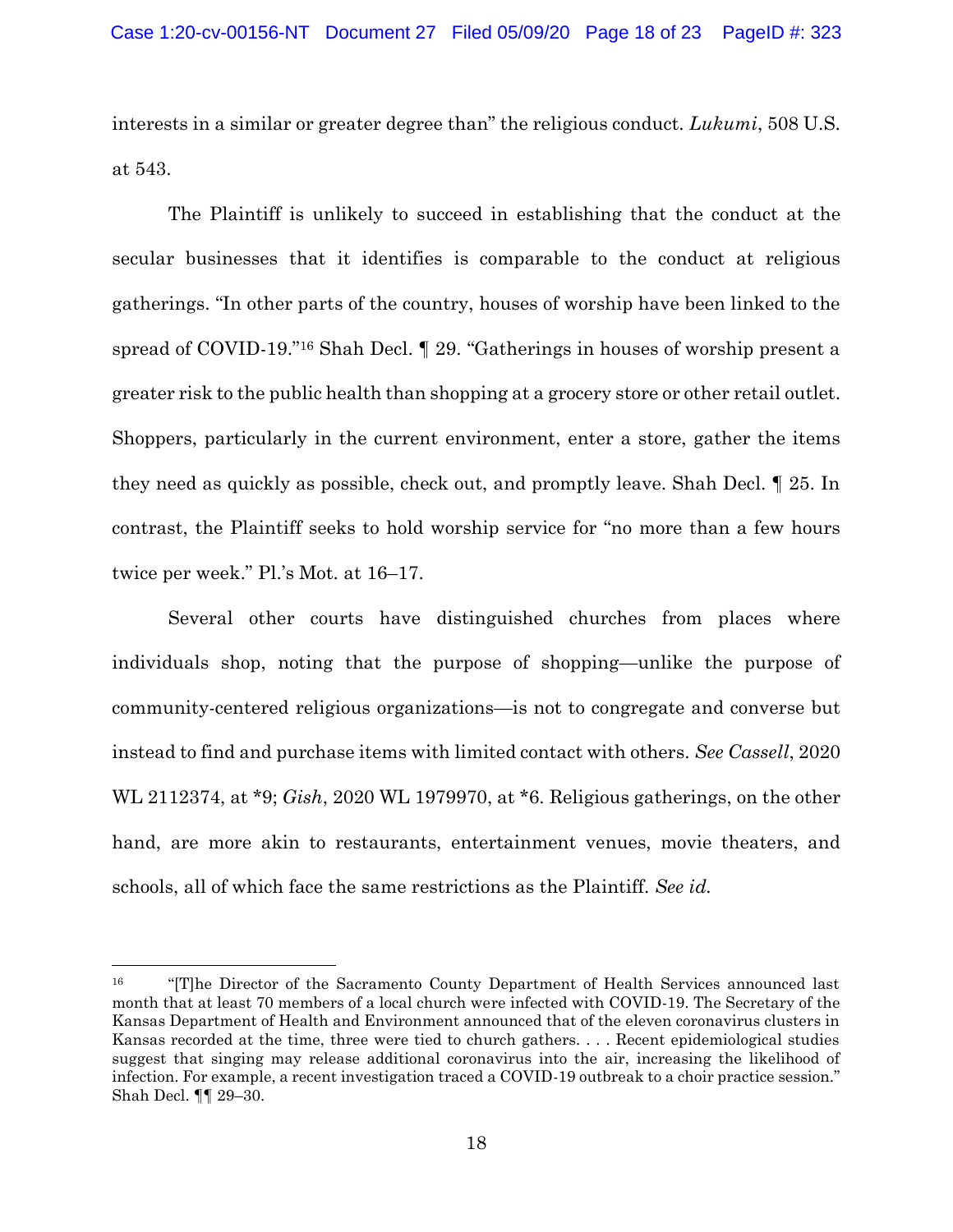interests in a similar or greater degree than" the religious conduct. *Lukumi*, 508 U.S. at 543.

The Plaintiff is unlikely to succeed in establishing that the conduct at the secular businesses that it identifies is comparable to the conduct at religious gatherings. "In other parts of the country, houses of worship have been linked to the spread of COVID-19."[16] Shah Decl. ¶ 29. "Gatherings in houses of worship present a greater risk to the public health than shopping at a grocery store or other retail outlet. Shoppers, particularly in the current environment, enter a store, gather the items they need as quickly as possible, check out, and promptly leave. Shah Decl. ¶ 25. In contrast, the Plaintiff seeks to hold worship service for "no more than a few hours twice per week." Pl.'s Mot. at 16–17.

Several other courts have distinguished churches from places where individuals shop, noting that the purpose of shopping—unlike the purpose of community-centered religious organizations—is not to congregate and converse but instead to find and purchase items with limited contact with others. *See Cassell*, 2020 WL 2112374, at *9; *Gish*, 2020 WL 1979970, at *6. Religious gatherings, on the other hand, are more akin to restaurants, entertainment venues, movie theaters, and schools, all of which face the same restrictions as the Plaintiff. *See id.*

---

[16] "[T]he Director of the Sacramento County Department of Health Services announced last month that at least 70 members of a local church were infected with COVID-19. The Secretary of the Kansas Department of Health and Environment announced that of the eleven coronavirus clusters in Kansas recorded at the time, three were tied to church gathers. . . . Recent epidemiological studies suggest that singing may release additional coronavirus into the air, increasing the likelihood of infection. For example, a recent investigation traced a COVID-19 outbreak to a choir practice session." Shah Decl. ¶¶ 29–30.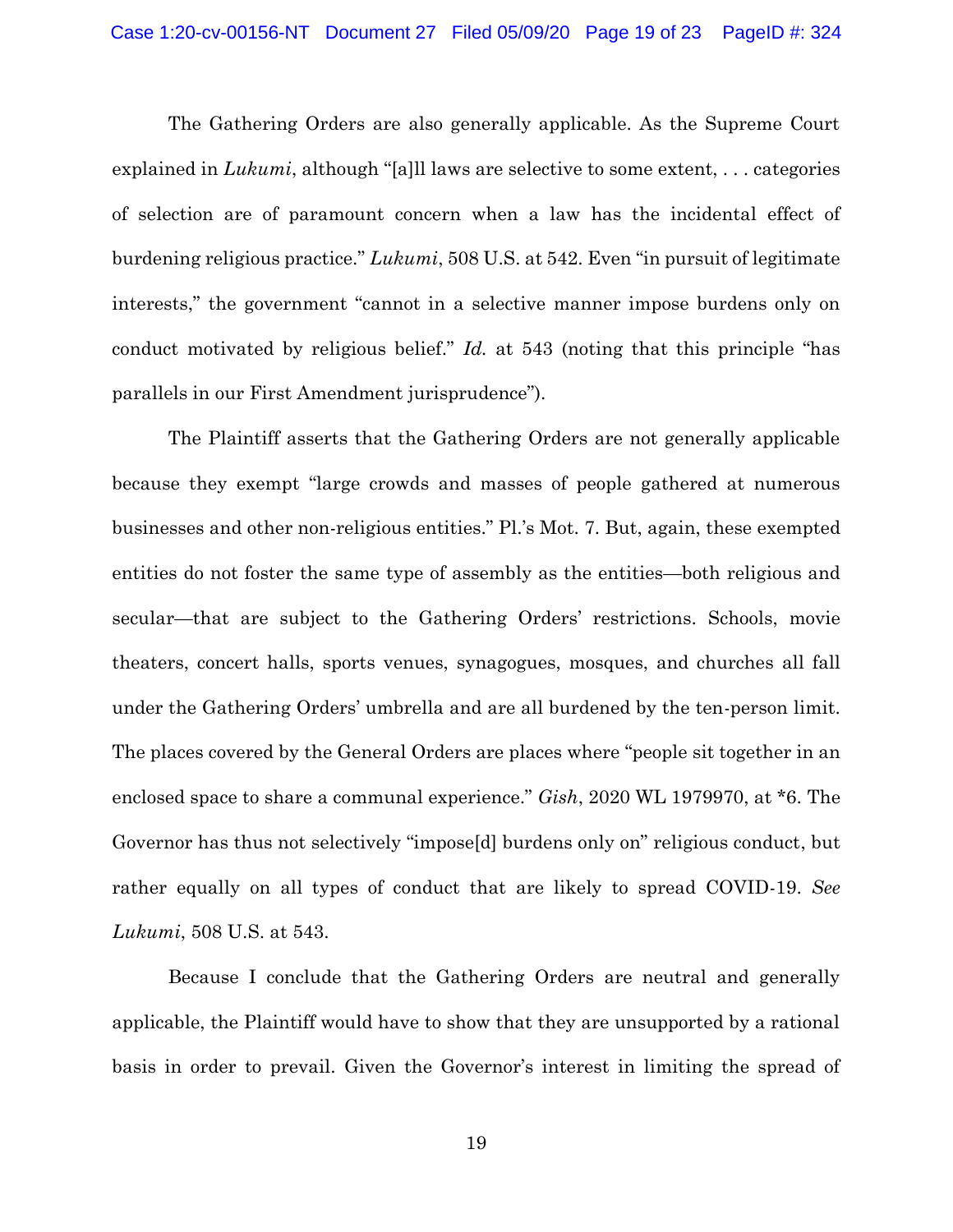The Gathering Orders are also generally applicable. As the Supreme Court explained in *Lukumi*, although "[a]ll laws are selective to some extent, . . . categories of selection are of paramount concern when a law has the incidental effect of burdening religious practice." *Lukumi*, 508 U.S. at 542. Even "in pursuit of legitimate interests," the government "cannot in a selective manner impose burdens only on conduct motivated by religious belief." *Id.* at 543 (noting that this principle "has parallels in our First Amendment jurisprudence").

The Plaintiff asserts that the Gathering Orders are not generally applicable because they exempt "large crowds and masses of people gathered at numerous businesses and other non-religious entities." Pl.'s Mot. 7. But, again, these exempted entities do not foster the same type of assembly as the entities—both religious and secular—that are subject to the Gathering Orders' restrictions. Schools, movie theaters, concert halls, sports venues, synagogues, mosques, and churches all fall under the Gathering Orders' umbrella and are all burdened by the ten-person limit. The places covered by the General Orders are places where "people sit together in an enclosed space to share a communal experience." *Gish*, 2020 WL 1979970, at *6. The Governor has thus not selectively "impose[d] burdens only on" religious conduct, but rather equally on all types of conduct that are likely to spread COVID-19. *See Lukumi*, 508 U.S. at 543.

Because I conclude that the Gathering Orders are neutral and generally applicable, the Plaintiff would have to show that they are unsupported by a rational basis in order to prevail. Given the Governor's interest in limiting the spread of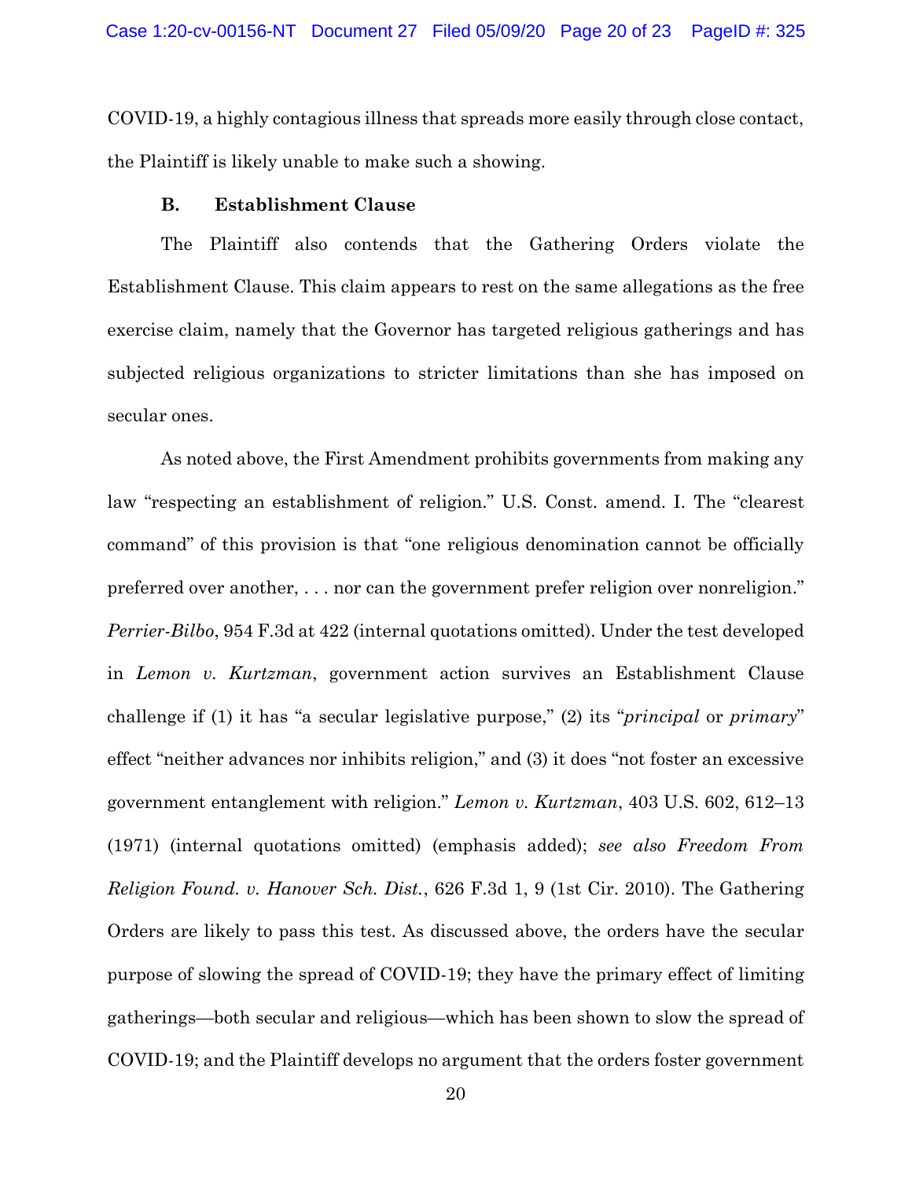COVID-19, a highly contagious illness that spreads more easily through close contact, the Plaintiff is likely unable to make such a showing.

### B. Establishment Clause

The Plaintiff also contends that the Gathering Orders violate the Establishment Clause. This claim appears to rest on the same allegations as the free exercise claim, namely that the Governor has targeted religious gatherings and has subjected religious organizations to stricter limitations than she has imposed on secular ones.

As noted above, the First Amendment prohibits governments from making any law "respecting an establishment of religion." U.S. Const. amend. I. The "clearest command" of this provision is that "one religious denomination cannot be officially preferred over another, . . . nor can the government prefer religion over nonreligion." *Perrier-Bilbo*, 954 F.3d at 422 (internal quotations omitted). Under the test developed in *Lemon v. Kurtzman*, government action survives an Establishment Clause challenge if (1) it has "a secular legislative purpose," (2) its "*principal* or *primary*" effect "neither advances nor inhibits religion," and (3) it does "not foster an excessive government entanglement with religion." *Lemon v. Kurtzman*, 403 U.S. 602, 612–13 (1971) (internal quotations omitted) (emphasis added); *see also Freedom From Religion Found. v. Hanover Sch. Dist.*, 626 F.3d 1, 9 (1st Cir. 2010). The Gathering Orders are likely to pass this test. As discussed above, the orders have the secular purpose of slowing the spread of COVID-19; they have the primary effect of limiting gatherings—both secular and religious—which has been shown to slow the spread of COVID-19; and the Plaintiff develops no argument that the orders foster government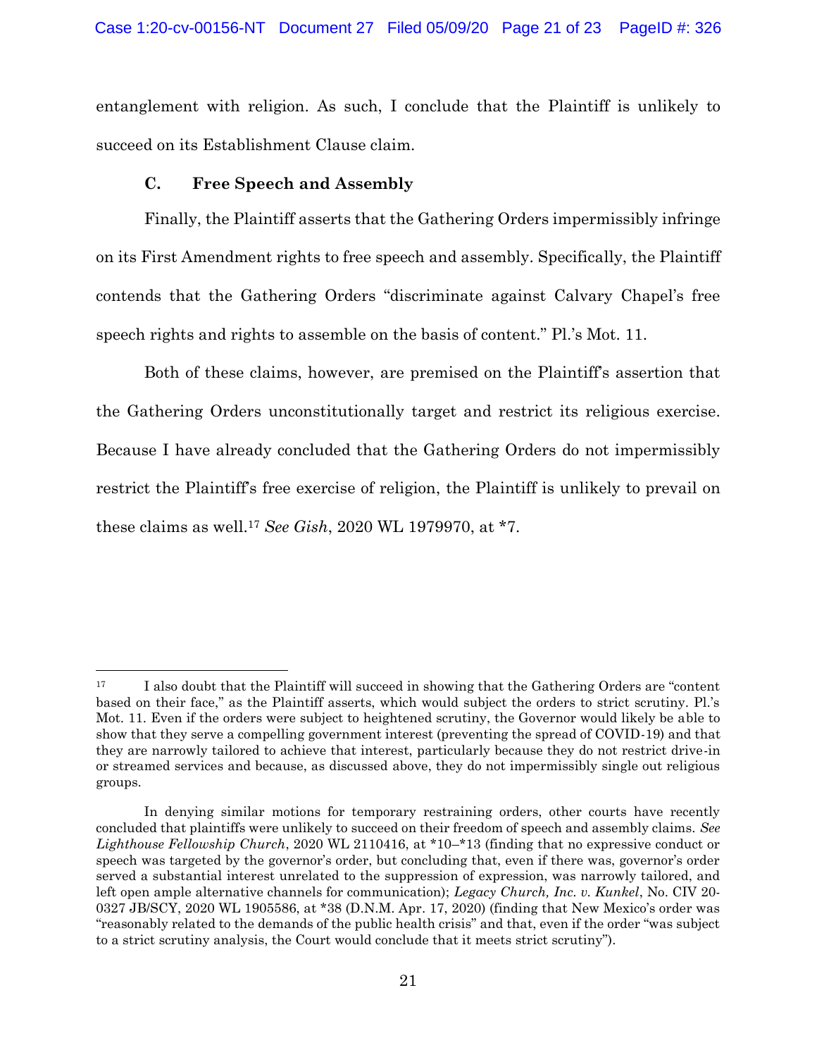entanglement with religion. As such, I conclude that the Plaintiff is unlikely to succeed on its Establishment Clause claim.

### C. Free Speech and Assembly

Finally, the Plaintiff asserts that the Gathering Orders impermissibly infringe on its First Amendment rights to free speech and assembly. Specifically, the Plaintiff contends that the Gathering Orders "discriminate against Calvary Chapel's free speech rights and rights to assemble on the basis of content." Pl.'s Mot. 11.

Both of these claims, however, are premised on the Plaintiff's assertion that the Gathering Orders unconstitutionally target and restrict its religious exercise. Because I have already concluded that the Gathering Orders do not impermissibly restrict the Plaintiff's free exercise of religion, the Plaintiff is unlikely to prevail on these claims as well.[17] *See Gish*, 2020 WL 1979970, at *7.

---

[17] I also doubt that the Plaintiff will succeed in showing that the Gathering Orders are "content based on their face," as the Plaintiff asserts, which would subject the orders to strict scrutiny. Pl.'s Mot. 11. Even if the orders were subject to heightened scrutiny, the Governor would likely be able to show that they serve a compelling government interest (preventing the spread of COVID-19) and that they are narrowly tailored to achieve that interest, particularly because they do not restrict drive-in or streamed services and because, as discussed above, they do not impermissibly single out religious groups.

In denying similar motions for temporary restraining orders, other courts have recently concluded that plaintiffs were unlikely to succeed on their freedom of speech and assembly claims. *See Lighthouse Fellowship Church*, 2020 WL 2110416, at *10–*13 (finding that no expressive conduct or speech was targeted by the governor's order, but concluding that, even if there was, governor's order served a substantial interest unrelated to the suppression of expression, was narrowly tailored, and left open ample alternative channels for communication); *Legacy Church, Inc. v. Kunkel*, No. CIV 20-0327 JB/SCY, 2020 WL 1905586, at *38 (D.N.M. Apr. 17, 2020) (finding that New Mexico's order was "reasonably related to the demands of the public health crisis" and that, even if the order "was subject to a strict scrutiny analysis, the Court would conclude that it meets strict scrutiny").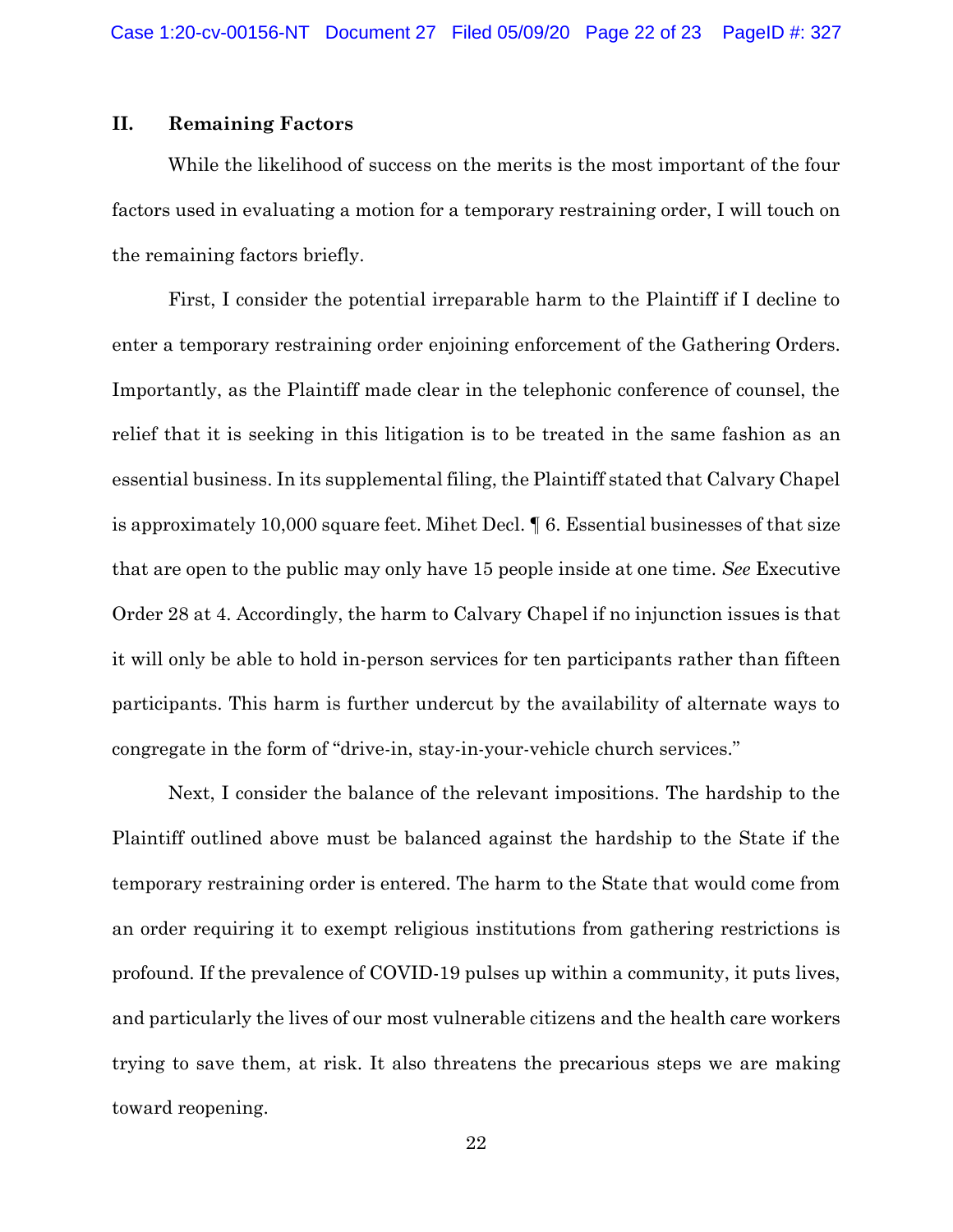## II. Remaining Factors

While the likelihood of success on the merits is the most important of the four factors used in evaluating a motion for a temporary restraining order, I will touch on the remaining factors briefly.

First, I consider the potential irreparable harm to the Plaintiff if I decline to enter a temporary restraining order enjoining enforcement of the Gathering Orders. Importantly, as the Plaintiff made clear in the telephonic conference of counsel, the relief that it is seeking in this litigation is to be treated in the same fashion as an essential business. In its supplemental filing, the Plaintiff stated that Calvary Chapel is approximately 10,000 square feet. Mihet Decl. ¶ 6. Essential businesses of that size that are open to the public may only have 15 people inside at one time. *See* Executive Order 28 at 4. Accordingly, the harm to Calvary Chapel if no injunction issues is that it will only be able to hold in-person services for ten participants rather than fifteen participants. This harm is further undercut by the availability of alternate ways to congregate in the form of "drive-in, stay-in-your-vehicle church services."

Next, I consider the balance of the relevant impositions. The hardship to the Plaintiff outlined above must be balanced against the hardship to the State if the temporary restraining order is entered. The harm to the State that would come from an order requiring it to exempt religious institutions from gathering restrictions is profound. If the prevalence of COVID-19 pulses up within a community, it puts lives, and particularly the lives of our most vulnerable citizens and the health care workers trying to save them, at risk. It also threatens the precarious steps we are making toward reopening.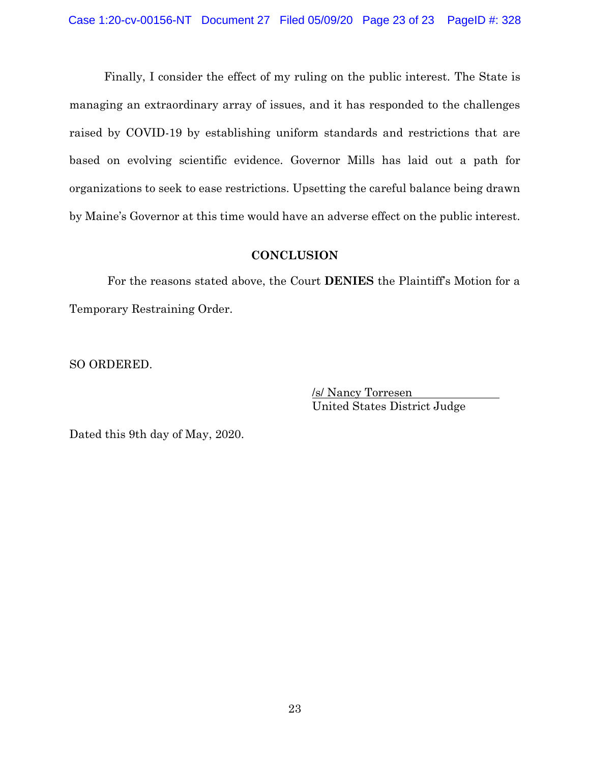Finally, I consider the effect of my ruling on the public interest. The State is managing an extraordinary array of issues, and it has responded to the challenges raised by COVID-19 by establishing uniform standards and restrictions that are based on evolving scientific evidence. Governor Mills has laid out a path for organizations to seek to ease restrictions. Upsetting the careful balance being drawn by Maine's Governor at this time would have an adverse effect on the public interest.

## CONCLUSION

For the reasons stated above, the Court **DENIES** the Plaintiff's Motion for a Temporary Restraining Order.

SO ORDERED.

/s/ Nancy Torresen
United States District Judge

Dated this 9th day of May, 2020.